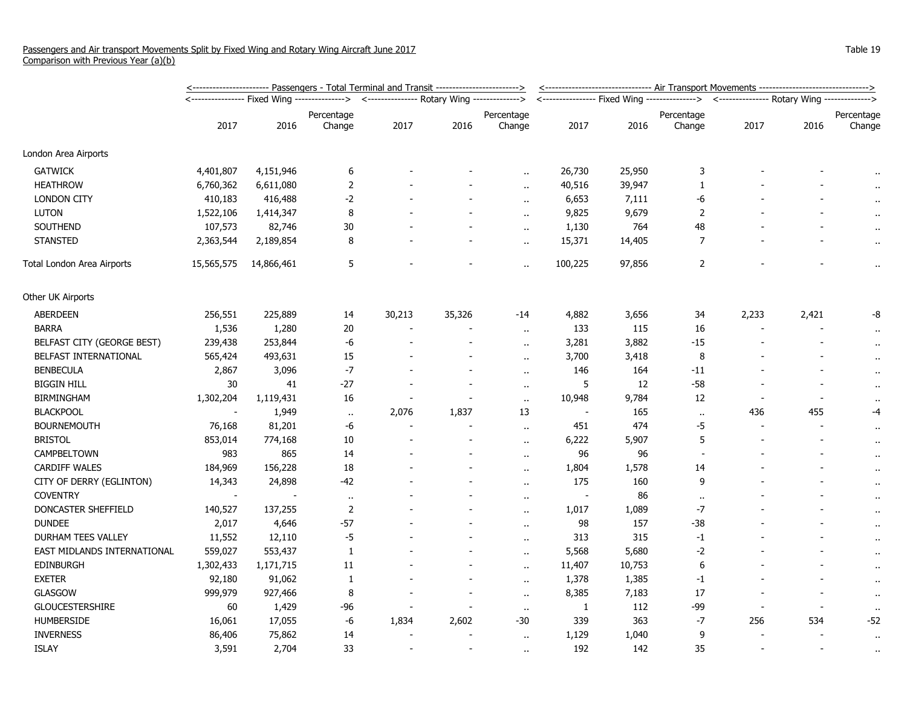Passengers and Air transport Movements Split by Fixed Wing and Rotary Wing Aircraft June 2017
Comparison with Previous Year (a)(b)

Table 19

| | Passengers - Total Terminal and Transit | | | | | | Air Transport Movements | | | | | |
|---|---|---|---|---|---|---|---|---|---|---|---|---|
| | Fixed Wing | | | Rotary Wing | | | Fixed Wing | | | Rotary Wing | | |
| | 2017 | 2016 | Percentage Change | 2017 | 2016 | Percentage Change | 2017 | 2016 | Percentage Change | 2017 | 2016 | Percentage Change |
| London Area Airports | | | | | | | | | | | | |
| GATWICK | 4,401,807 | 4,151,946 | 6 | - | - | .. | 26,730 | 25,950 | 3 | - | - | .. |
| HEATHROW | 6,760,362 | 6,611,080 | 2 | - | - | .. | 40,516 | 39,947 | 1 | - | - | .. |
| LONDON CITY | 410,183 | 416,488 | -2 | - | - | .. | 6,653 | 7,111 | -6 | - | - | .. |
| LUTON | 1,522,106 | 1,414,347 | 8 | - | - | .. | 9,825 | 9,679 | 2 | - | - | .. |
| SOUTHEND | 107,573 | 82,746 | 30 | - | - | .. | 1,130 | 764 | 48 | - | - | .. |
| STANSTED | 2,363,544 | 2,189,854 | 8 | - | - | .. | 15,371 | 14,405 | 7 | - | - | .. |
| Total London Area Airports | 15,565,575 | 14,866,461 | 5 | - | - | .. | 100,225 | 97,856 | 2 | - | - | .. |
| Other UK Airports | | | | | | | | | | | | |
| ABERDEEN | 256,551 | 225,889 | 14 | 30,213 | 35,326 | -14 | 4,882 | 3,656 | 34 | 2,233 | 2,421 | -8 |
| BARRA | 1,536 | 1,280 | 20 | - | - | .. | 133 | 115 | 16 | - | - | .. |
| BELFAST CITY (GEORGE BEST) | 239,438 | 253,844 | -6 | - | - | .. | 3,281 | 3,882 | -15 | - | - | .. |
| BELFAST INTERNATIONAL | 565,424 | 493,631 | 15 | - | - | .. | 3,700 | 3,418 | 8 | - | - | .. |
| BENBECULA | 2,867 | 3,096 | -7 | - | - | .. | 146 | 164 | -11 | - | - | .. |
| BIGGIN HILL | 30 | 41 | -27 | - | - | .. | 5 | 12 | -58 | - | - | .. |
| BIRMINGHAM | 1,302,204 | 1,119,431 | 16 | - | - | .. | 10,948 | 9,784 | 12 | - | - | .. |
| BLACKPOOL | - | 1,949 | .. | 2,076 | 1,837 | 13 | - | 165 | .. | 436 | 455 | -4 |
| BOURNEMOUTH | 76,168 | 81,201 | -6 | - | - | .. | 451 | 474 | -5 | - | - | .. |
| BRISTOL | 853,014 | 774,168 | 10 | - | - | .. | 6,222 | 5,907 | 5 | - | - | .. |
| CAMPBELTOWN | 983 | 865 | 14 | - | - | .. | 96 | 96 | - | - | - | .. |
| CARDIFF WALES | 184,969 | 156,228 | 18 | - | - | .. | 1,804 | 1,578 | 14 | - | - | .. |
| CITY OF DERRY (EGLINTON) | 14,343 | 24,898 | -42 | - | - | .. | 175 | 160 | 9 | - | - | .. |
| COVENTRY | - | - | .. | - | - | .. | - | 86 | .. | - | - | .. |
| DONCASTER SHEFFIELD | 140,527 | 137,255 | 2 | - | - | .. | 1,017 | 1,089 | -7 | - | - | .. |
| DUNDEE | 2,017 | 4,646 | -57 | - | - | .. | 98 | 157 | -38 | - | - | .. |
| DURHAM TEES VALLEY | 11,552 | 12,110 | -5 | - | - | .. | 313 | 315 | -1 | - | - | .. |
| EAST MIDLANDS INTERNATIONAL | 559,027 | 553,437 | 1 | - | - | .. | 5,568 | 5,680 | -2 | - | - | .. |
| EDINBURGH | 1,302,433 | 1,171,715 | 11 | - | - | .. | 11,407 | 10,753 | 6 | - | - | .. |
| EXETER | 92,180 | 91,062 | 1 | - | - | .. | 1,378 | 1,385 | -1 | - | - | .. |
| GLASGOW | 999,979 | 927,466 | 8 | - | - | .. | 8,385 | 7,183 | 17 | - | - | .. |
| GLOUCESTERSHIRE | 60 | 1,429 | -96 | - | - | .. | 1 | 112 | -99 | - | - | .. |
| HUMBERSIDE | 16,061 | 17,055 | -6 | 1,834 | 2,602 | -30 | 339 | 363 | -7 | 256 | 534 | -52 |
| INVERNESS | 86,406 | 75,862 | 14 | - | - | .. | 1,129 | 1,040 | 9 | - | - | .. |
| ISLAY | 3,591 | 2,704 | 33 | - | - | .. | 192 | 142 | 35 | - | - | .. |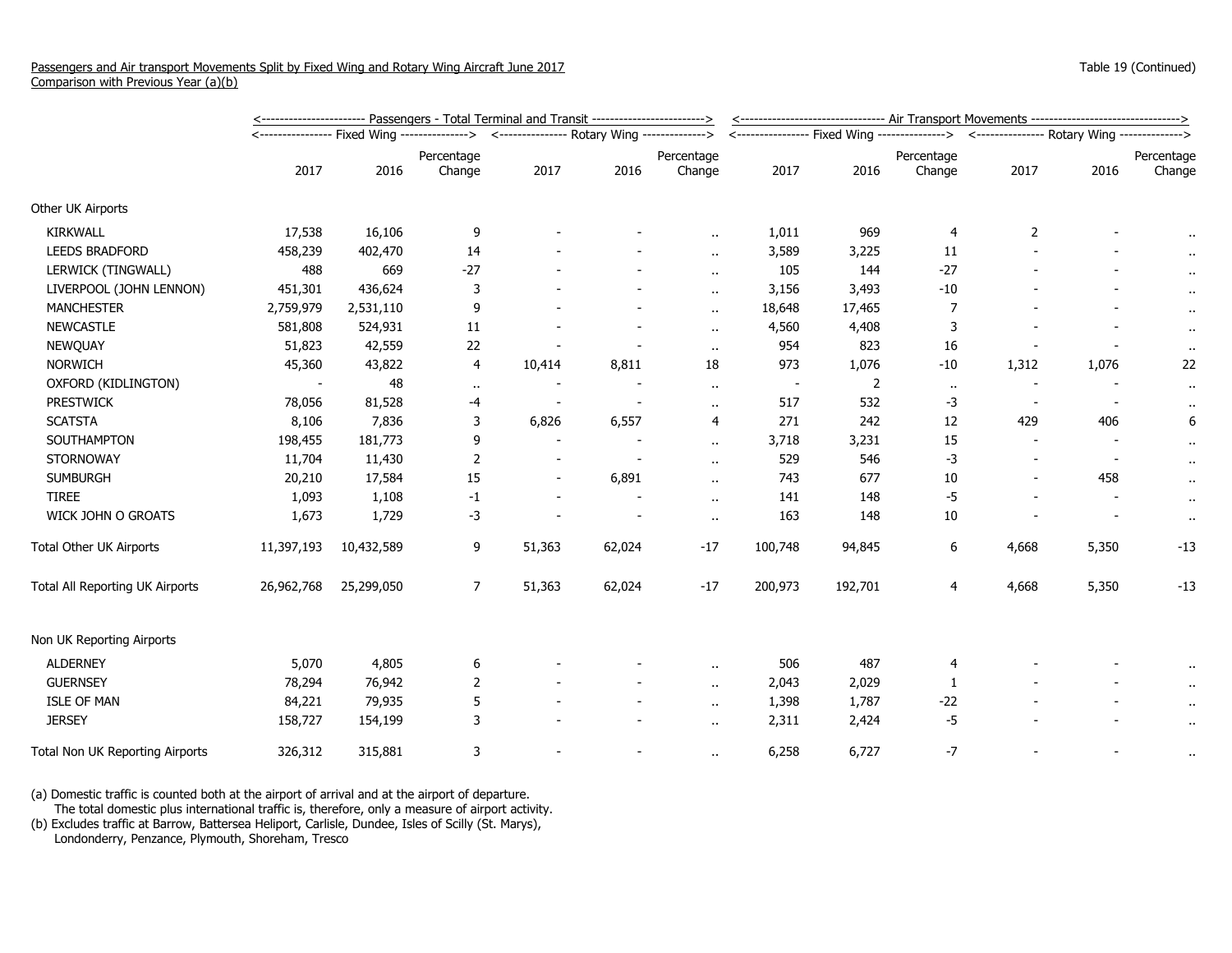Passengers and Air transport Movements Split by Fixed Wing and Rotary Wing Aircraft June 2017
Comparison with Previous Year (a)(b)

Table 19 (Continued)

| | Passengers - Total Terminal and Transit | | | | | | Air Transport Movements | | | | | |
|---|---|---|---|---|---|---|---|---|---|---|---|---|
| | Fixed Wing | | | Rotary Wing | | | Fixed Wing | | | Rotary Wing | | |
| | 2017 | 2016 | Percentage Change | 2017 | 2016 | Percentage Change | 2017 | 2016 | Percentage Change | 2017 | 2016 | Percentage Change |
| Other UK Airports | | | | | | | | | | | | |
| KIRKWALL | 17,538 | 16,106 | 9 | - | - | .. | 1,011 | 969 | 4 | 2 | - | .. |
| LEEDS BRADFORD | 458,239 | 402,470 | 14 | - | - | .. | 3,589 | 3,225 | 11 | - | - | .. |
| LERWICK (TINGWALL) | 488 | 669 | -27 | - | - | .. | 105 | 144 | -27 | - | - | .. |
| LIVERPOOL (JOHN LENNON) | 451,301 | 436,624 | 3 | - | - | .. | 3,156 | 3,493 | -10 | - | - | .. |
| MANCHESTER | 2,759,979 | 2,531,110 | 9 | - | - | .. | 18,648 | 17,465 | 7 | - | - | .. |
| NEWCASTLE | 581,808 | 524,931 | 11 | - | - | .. | 4,560 | 4,408 | 3 | - | - | .. |
| NEWQUAY | 51,823 | 42,559 | 22 | - | - | .. | 954 | 823 | 16 | - | - | .. |
| NORWICH | 45,360 | 43,822 | 4 | 10,414 | 8,811 | 18 | 973 | 1,076 | -10 | 1,312 | 1,076 | 22 |
| OXFORD (KIDLINGTON) | - | 48 | .. | - | - | .. | - | 2 | .. | - | - | .. |
| PRESTWICK | 78,056 | 81,528 | -4 | - | - | .. | 517 | 532 | -3 | - | - | .. |
| SCATSTA | 8,106 | 7,836 | 3 | 6,826 | 6,557 | 4 | 271 | 242 | 12 | 429 | 406 | 6 |
| SOUTHAMPTON | 198,455 | 181,773 | 9 | - | - | .. | 3,718 | 3,231 | 15 | - | - | .. |
| STORNOWAY | 11,704 | 11,430 | 2 | - | - | .. | 529 | 546 | -3 | - | - | .. |
| SUMBURGH | 20,210 | 17,584 | 15 | - | 6,891 | .. | 743 | 677 | 10 | - | 458 | .. |
| TIREE | 1,093 | 1,108 | -1 | - | - | .. | 141 | 148 | -5 | - | - | .. |
| WICK JOHN O GROATS | 1,673 | 1,729 | -3 | - | - | .. | 163 | 148 | 10 | - | - | .. |
| Total Other UK Airports | 11,397,193 | 10,432,589 | 9 | 51,363 | 62,024 | -17 | 100,748 | 94,845 | 6 | 4,668 | 5,350 | -13 |
| Total All Reporting UK Airports | 26,962,768 | 25,299,050 | 7 | 51,363 | 62,024 | -17 | 200,973 | 192,701 | 4 | 4,668 | 5,350 | -13 |
| Non UK Reporting Airports | | | | | | | | | | | | |
| ALDERNEY | 5,070 | 4,805 | 6 | - | - | .. | 506 | 487 | 4 | - | - | .. |
| GUERNSEY | 78,294 | 76,942 | 2 | - | - | .. | 2,043 | 2,029 | 1 | - | - | .. |
| ISLE OF MAN | 84,221 | 79,935 | 5 | - | - | .. | 1,398 | 1,787 | -22 | - | - | .. |
| JERSEY | 158,727 | 154,199 | 3 | - | - | .. | 2,311 | 2,424 | -5 | - | - | .. |
| Total Non UK Reporting Airports | 326,312 | 315,881 | 3 | - | - | .. | 6,258 | 6,727 | -7 | - | - | .. |

(a) Domestic traffic is counted both at the airport of arrival and at the airport of departure.
The total domestic plus international traffic is, therefore, only a measure of airport activity.
(b) Excludes traffic at Barrow, Battersea Heliport, Carlisle, Dundee, Isles of Scilly (St. Marys),
Londonderry, Penzance, Plymouth, Shoreham, Tresco